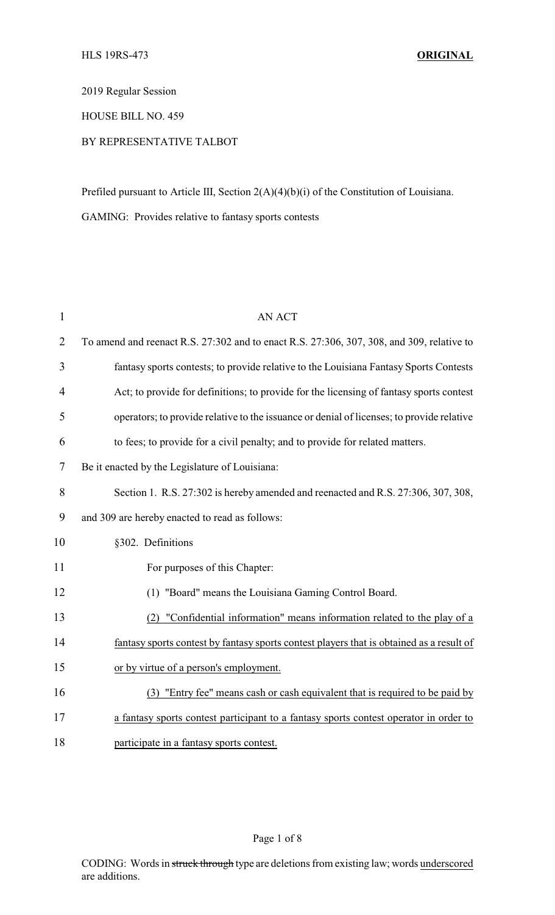HLS 19RS-473 **ORIGINAL**

2019 Regular Session

HOUSE BILL NO. 459

BY REPRESENTATIVE TALBOT

Prefiled pursuant to Article III, Section 2(A)(4)(b)(i) of the Constitution of Louisiana.

GAMING: Provides relative to fantasy sports contests

AN ACT

To amend and reenact R.S. 27:302 and to enact R.S. 27:306, 307, 308, and 309, relative to fantasy sports contests; to provide relative to the Louisiana Fantasy Sports Contests Act; to provide for definitions; to provide for the licensing of fantasy sports contest operators; to provide relative to the issuance or denial of licenses; to provide relative to fees; to provide for a civil penalty; and to provide for related matters.

Be it enacted by the Legislature of Louisiana:

Section 1. R.S. 27:302 is hereby amended and reenacted and R.S. 27:306, 307, 308, and 309 are hereby enacted to read as follows:

§302. Definitions

For purposes of this Chapter:

(1) "Board" means the Louisiana Gaming Control Board.

<u>(2) "Confidential information" means information related to the play of a fantasy sports contest by fantasy sports contest players that is obtained as a result of or by virtue of a person's employment.</u>

<u>(3) "Entry fee" means cash or cash equivalent that is required to be paid by a fantasy sports contest participant to a fantasy sports contest operator in order to participate in a fantasy sports contest.</u>

CODING: Words in ~~struck through~~ type are deletions from existing law; words <u>underscored</u> are additions.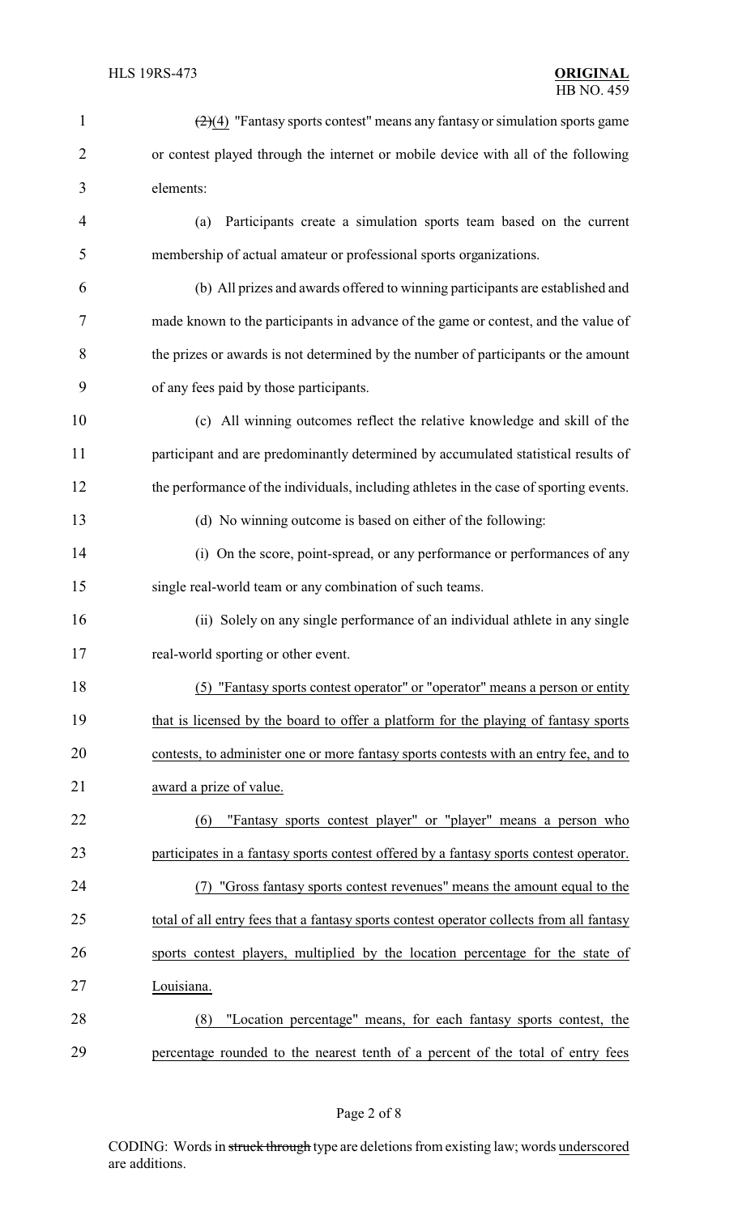~~(2)~~(4) "Fantasy sports contest" means any fantasy or simulation sports game or contest played through the internet or mobile device with all of the following elements:

(a) Participants create a simulation sports team based on the current membership of actual amateur or professional sports organizations.

(b) All prizes and awards offered to winning participants are established and made known to the participants in advance of the game or contest, and the value of the prizes or awards is not determined by the number of participants or the amount of any fees paid by those participants.

(c) All winning outcomes reflect the relative knowledge and skill of the participant and are predominantly determined by accumulated statistical results of the performance of the individuals, including athletes in the case of sporting events.

(d) No winning outcome is based on either of the following:

(i) On the score, point-spread, or any performance or performances of any single real-world team or any combination of such teams.

(ii) Solely on any single performance of an individual athlete in any single real-world sporting or other event.

<u>(5) "Fantasy sports contest operator" or "operator" means a person or entity that is licensed by the board to offer a platform for the playing of fantasy sports contests, to administer one or more fantasy sports contests with an entry fee, and to award a prize of value.</u>

<u>(6) "Fantasy sports contest player" or "player" means a person who participates in a fantasy sports contest offered by a fantasy sports contest operator.</u>

<u>(7) "Gross fantasy sports contest revenues" means the amount equal to the total of all entry fees that a fantasy sports contest operator collects from all fantasy sports contest players, multiplied by the location percentage for the state of Louisiana.</u>

<u>(8) "Location percentage" means, for each fantasy sports contest, the percentage rounded to the nearest tenth of a percent of the total of entry fees</u>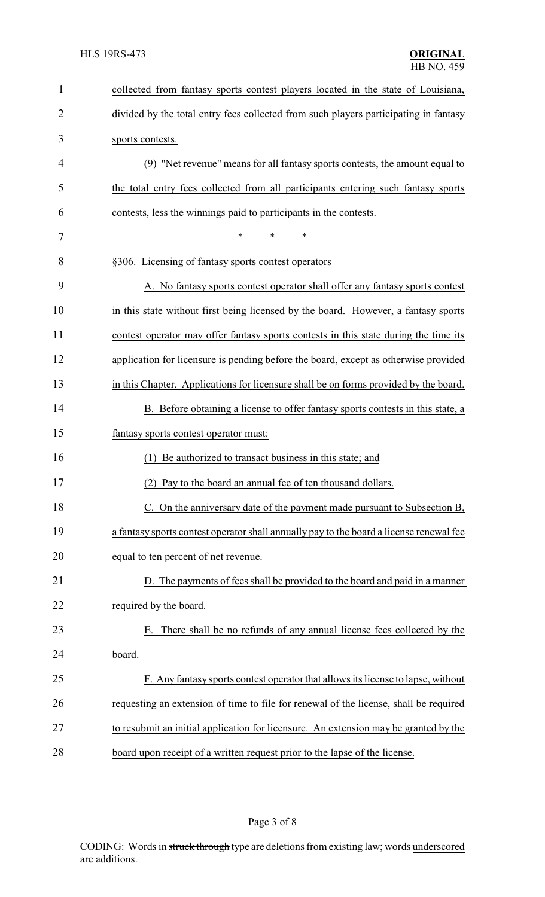collected from fantasy sports contest players located in the state of Louisiana, divided by the total entry fees collected from such players participating in fantasy sports contests.

(9) "Net revenue" means for all fantasy sports contests, the amount equal to the total entry fees collected from all participants entering such fantasy sports contests, less the winnings paid to participants in the contests.

\* \* \*

§306. Licensing of fantasy sports contest operators

A. No fantasy sports contest operator shall offer any fantasy sports contest in this state without first being licensed by the board. However, a fantasy sports contest operator may offer fantasy sports contests in this state during the time its application for licensure is pending before the board, except as otherwise provided in this Chapter. Applications for licensure shall be on forms provided by the board.

B. Before obtaining a license to offer fantasy sports contests in this state, a fantasy sports contest operator must:

(1) Be authorized to transact business in this state; and

(2) Pay to the board an annual fee of ten thousand dollars.

C. On the anniversary date of the payment made pursuant to Subsection B, a fantasy sports contest operator shall annually pay to the board a license renewal fee equal to ten percent of net revenue.

D. The payments of fees shall be provided to the board and paid in a manner required by the board.

E. There shall be no refunds of any annual license fees collected by the board.

F. Any fantasy sports contest operator that allows its license to lapse, without requesting an extension of time to file for renewal of the license, shall be required to resubmit an initial application for licensure. An extension may be granted by the board upon receipt of a written request prior to the lapse of the license.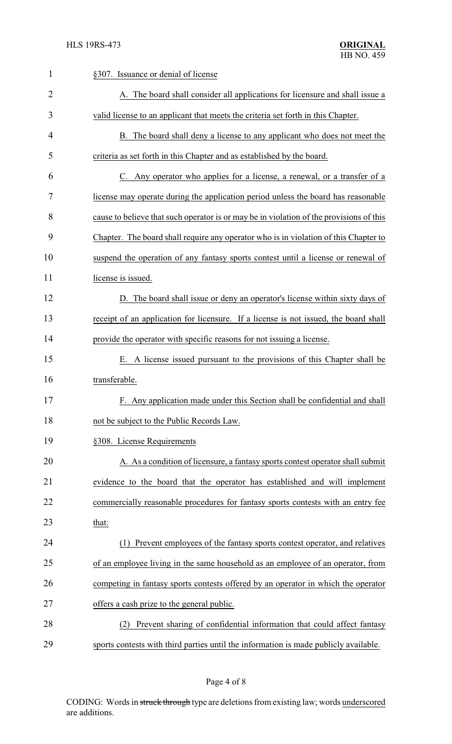§307. Issuance or denial of license

A. The board shall consider all applications for licensure and shall issue a valid license to an applicant that meets the criteria set forth in this Chapter.

B. The board shall deny a license to any applicant who does not meet the criteria as set forth in this Chapter and as established by the board.

C. Any operator who applies for a license, a renewal, or a transfer of a license may operate during the application period unless the board has reasonable cause to believe that such operator is or may be in violation of the provisions of this Chapter. The board shall require any operator who is in violation of this Chapter to suspend the operation of any fantasy sports contest until a license or renewal of license is issued.

D. The board shall issue or deny an operator's license within sixty days of receipt of an application for licensure. If a license is not issued, the board shall provide the operator with specific reasons for not issuing a license.

E. A license issued pursuant to the provisions of this Chapter shall be transferable.

F. Any application made under this Section shall be confidential and shall not be subject to the Public Records Law.

§308. License Requirements

A. As a condition of licensure, a fantasy sports contest operator shall submit evidence to the board that the operator has established and will implement commercially reasonable procedures for fantasy sports contests with an entry fee that:

(1) Prevent employees of the fantasy sports contest operator, and relatives of an employee living in the same household as an employee of an operator, from competing in fantasy sports contests offered by an operator in which the operator offers a cash prize to the general public.

(2) Prevent sharing of confidential information that could affect fantasy sports contests with third parties until the information is made publicly available.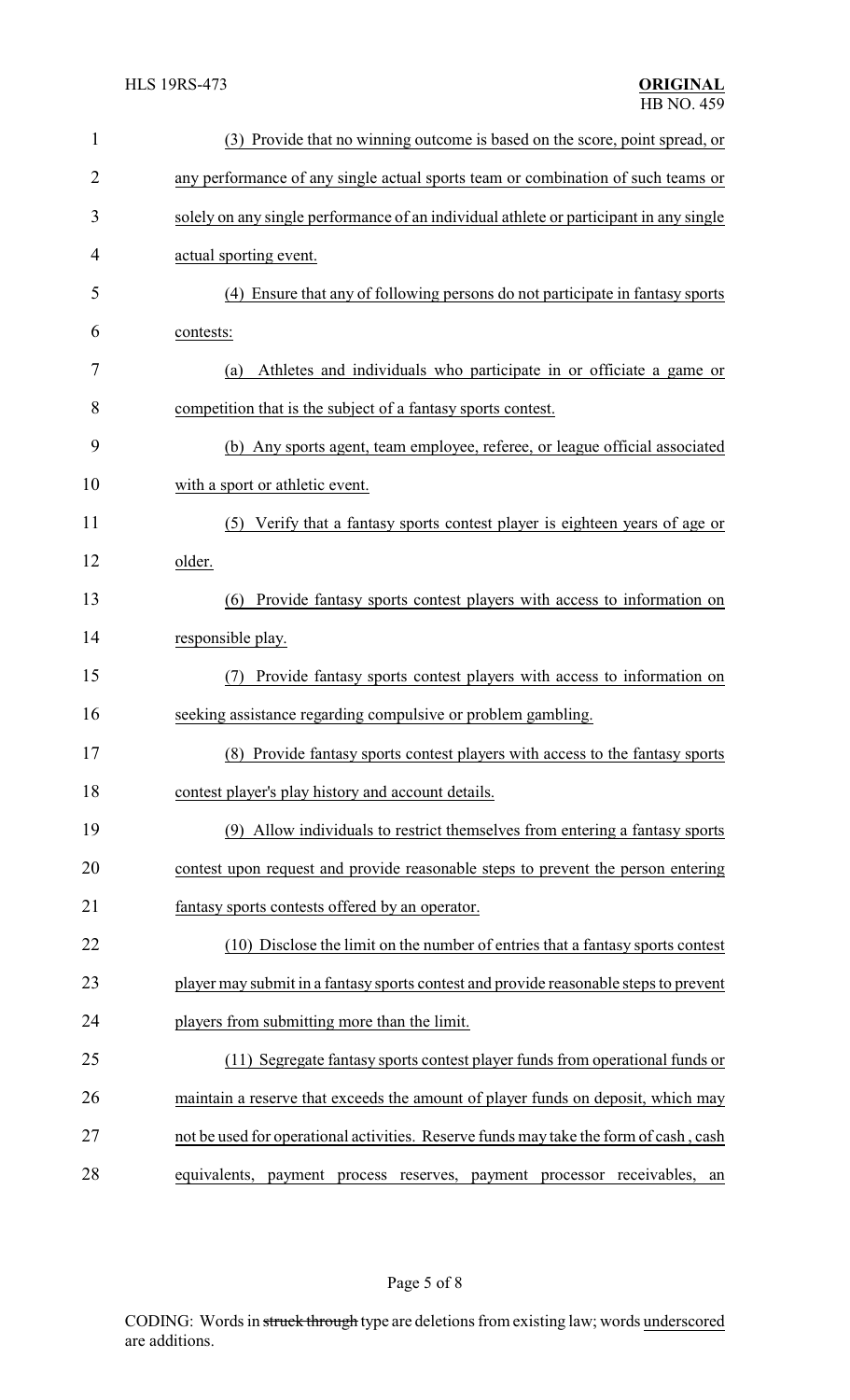(3) Provide that no winning outcome is based on the score, point spread, or any performance of any single actual sports team or combination of such teams or solely on any single performance of an individual athlete or participant in any single actual sporting event.

(4) Ensure that any of following persons do not participate in fantasy sports contests:

(a) Athletes and individuals who participate in or officiate a game or competition that is the subject of a fantasy sports contest.

(b) Any sports agent, team employee, referee, or league official associated with a sport or athletic event.

(5) Verify that a fantasy sports contest player is eighteen years of age or older.

(6) Provide fantasy sports contest players with access to information on responsible play.

(7) Provide fantasy sports contest players with access to information on seeking assistance regarding compulsive or problem gambling.

(8) Provide fantasy sports contest players with access to the fantasy sports contest player's play history and account details.

(9) Allow individuals to restrict themselves from entering a fantasy sports contest upon request and provide reasonable steps to prevent the person entering fantasy sports contests offered by an operator.

(10) Disclose the limit on the number of entries that a fantasy sports contest player may submit in a fantasy sports contest and provide reasonable steps to prevent players from submitting more than the limit.

(11) Segregate fantasy sports contest player funds from operational funds or maintain a reserve that exceeds the amount of player funds on deposit, which may not be used for operational activities. Reserve funds may take the form of cash , cash equivalents, payment process reserves, payment processor receivables, an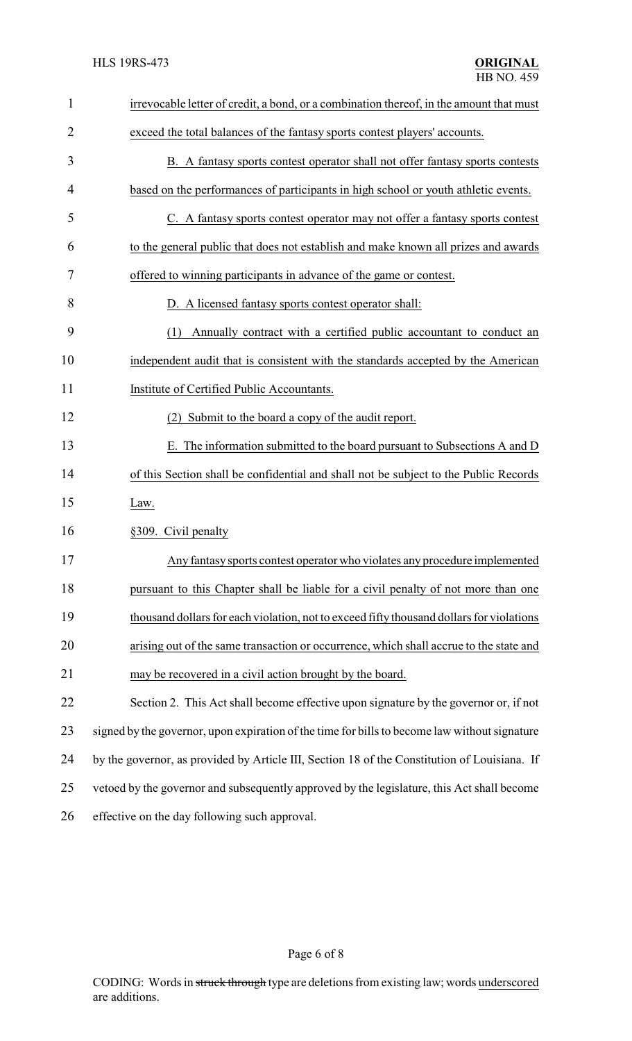irrevocable letter of credit, a bond, or a combination thereof, in the amount that must exceed the total balances of the fantasy sports contest players' accounts.

B. A fantasy sports contest operator shall not offer fantasy sports contests based on the performances of participants in high school or youth athletic events.

C. A fantasy sports contest operator may not offer a fantasy sports contest to the general public that does not establish and make known all prizes and awards offered to winning participants in advance of the game or contest.

D. A licensed fantasy sports contest operator shall:

(1) Annually contract with a certified public accountant to conduct an independent audit that is consistent with the standards accepted by the American Institute of Certified Public Accountants.

(2) Submit to the board a copy of the audit report.

E. The information submitted to the board pursuant to Subsections A and D of this Section shall be confidential and shall not be subject to the Public Records Law.

§309. Civil penalty

Any fantasy sports contest operator who violates any procedure implemented pursuant to this Chapter shall be liable for a civil penalty of not more than one thousand dollars for each violation, not to exceed fifty thousand dollars for violations arising out of the same transaction or occurrence, which shall accrue to the state and may be recovered in a civil action brought by the board.

Section 2. This Act shall become effective upon signature by the governor or, if not signed by the governor, upon expiration of the time for bills to become law without signature by the governor, as provided by Article III, Section 18 of the Constitution of Louisiana. If vetoed by the governor and subsequently approved by the legislature, this Act shall become effective on the day following such approval.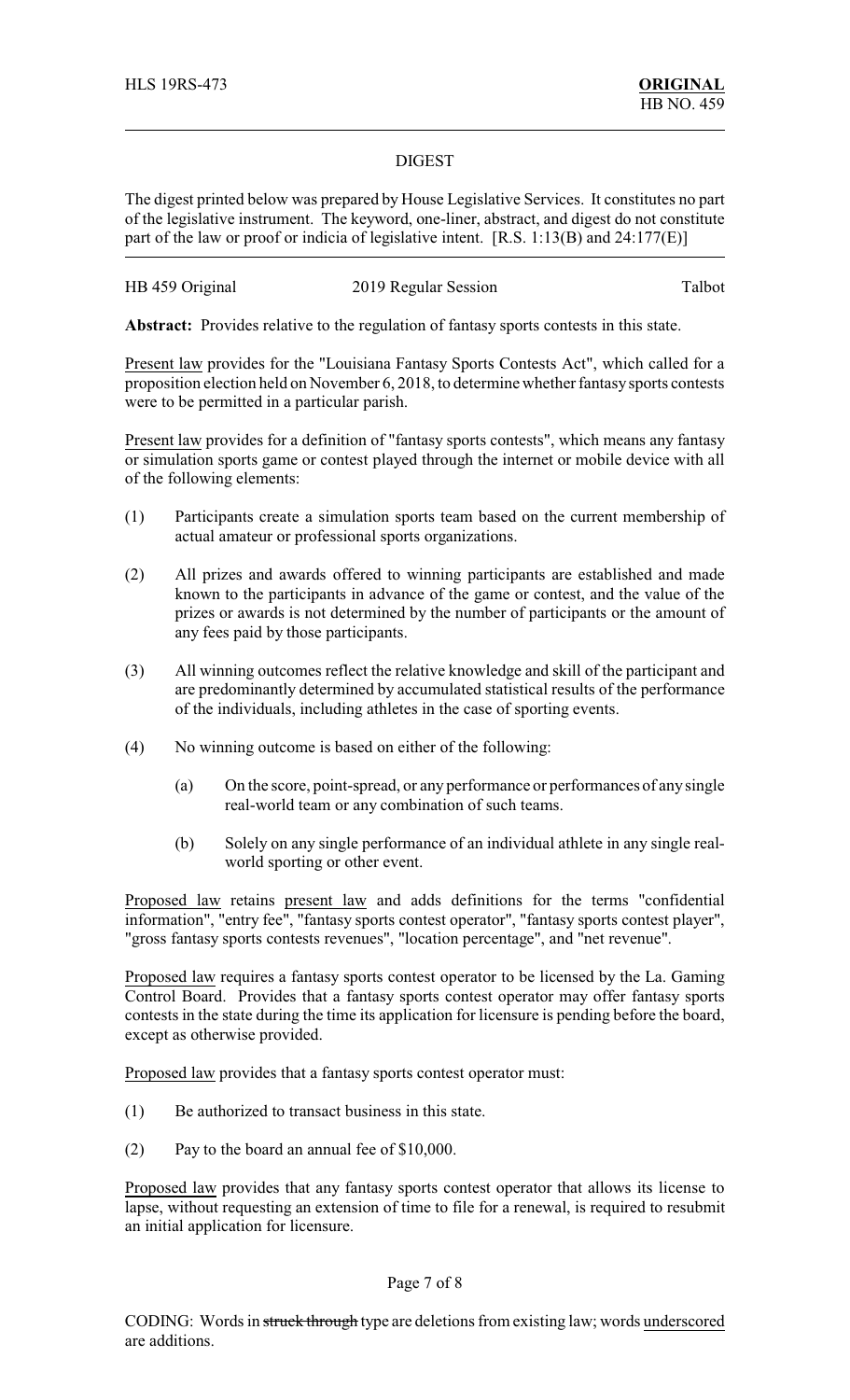## DIGEST

The digest printed below was prepared by House Legislative Services. It constitutes no part of the legislative instrument. The keyword, one-liner, abstract, and digest do not constitute part of the law or proof or indicia of legislative intent. [R.S. 1:13(B) and 24:177(E)]

HB 459 Original — 2019 Regular Session — Talbot

**Abstract:** Provides relative to the regulation of fantasy sports contests in this state.

Present law provides for the "Louisiana Fantasy Sports Contests Act", which called for a proposition election held on November 6, 2018, to determine whether fantasy sports contests were to be permitted in a particular parish.

Present law provides for a definition of "fantasy sports contests", which means any fantasy or simulation sports game or contest played through the internet or mobile device with all of the following elements:

(1) Participants create a simulation sports team based on the current membership of actual amateur or professional sports organizations.

(2) All prizes and awards offered to winning participants are established and made known to the participants in advance of the game or contest, and the value of the prizes or awards is not determined by the number of participants or the amount of any fees paid by those participants.

(3) All winning outcomes reflect the relative knowledge and skill of the participant and are predominantly determined by accumulated statistical results of the performance of the individuals, including athletes in the case of sporting events.

(4) No winning outcome is based on either of the following:

(a) On the score, point-spread, or any performance or performances of any single real-world team or any combination of such teams.

(b) Solely on any single performance of an individual athlete in any single real-world sporting or other event.

Proposed law retains present law and adds definitions for the terms "confidential information", "entry fee", "fantasy sports contest operator", "fantasy sports contest player", "gross fantasy sports contests revenues", "location percentage", and "net revenue".

Proposed law requires a fantasy sports contest operator to be licensed by the La. Gaming Control Board. Provides that a fantasy sports contest operator may offer fantasy sports contests in the state during the time its application for licensure is pending before the board, except as otherwise provided.

Proposed law provides that a fantasy sports contest operator must:

(1) Be authorized to transact business in this state.

(2) Pay to the board an annual fee of $10,000.

Proposed law provides that any fantasy sports contest operator that allows its license to lapse, without requesting an extension of time to file for a renewal, is required to resubmit an initial application for licensure.

CODING: Words in ~~struck through~~ type are deletions from existing law; words underscored are additions.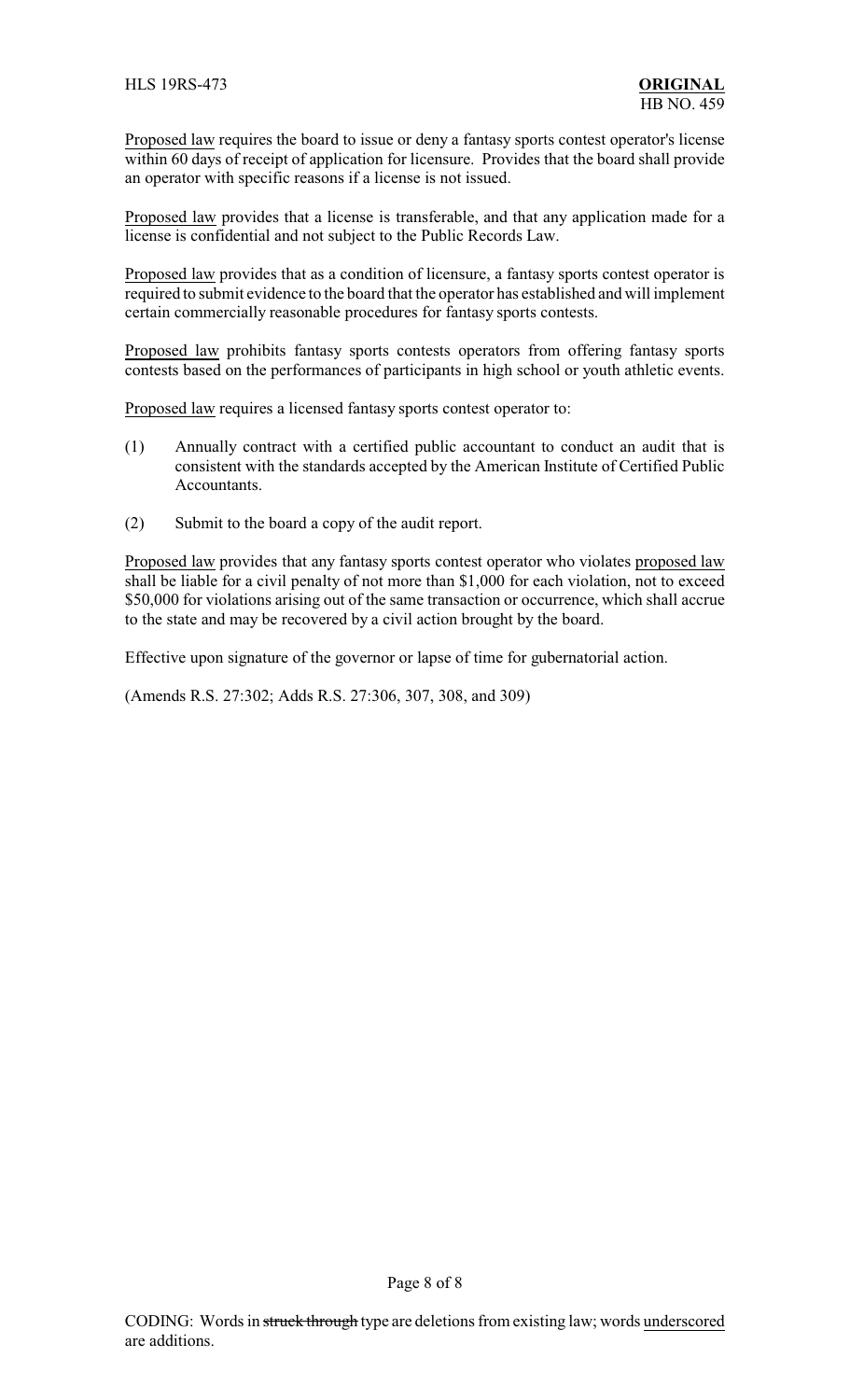Proposed law requires the board to issue or deny a fantasy sports contest operator's license within 60 days of receipt of application for licensure. Provides that the board shall provide an operator with specific reasons if a license is not issued.

Proposed law provides that a license is transferable, and that any application made for a license is confidential and not subject to the Public Records Law.

Proposed law provides that as a condition of licensure, a fantasy sports contest operator is required to submit evidence to the board that the operator has established and will implement certain commercially reasonable procedures for fantasy sports contests.

Proposed law prohibits fantasy sports contests operators from offering fantasy sports contests based on the performances of participants in high school or youth athletic events.

Proposed law requires a licensed fantasy sports contest operator to:

(1) Annually contract with a certified public accountant to conduct an audit that is consistent with the standards accepted by the American Institute of Certified Public Accountants.

(2) Submit to the board a copy of the audit report.

Proposed law provides that any fantasy sports contest operator who violates proposed law shall be liable for a civil penalty of not more than $1,000 for each violation, not to exceed $50,000 for violations arising out of the same transaction or occurrence, which shall accrue to the state and may be recovered by a civil action brought by the board.

Effective upon signature of the governor or lapse of time for gubernatorial action.

(Amends R.S. 27:302; Adds R.S. 27:306, 307, 308, and 309)

CODING: Words in ~~struck through~~ type are deletions from existing law; words underscored are additions.